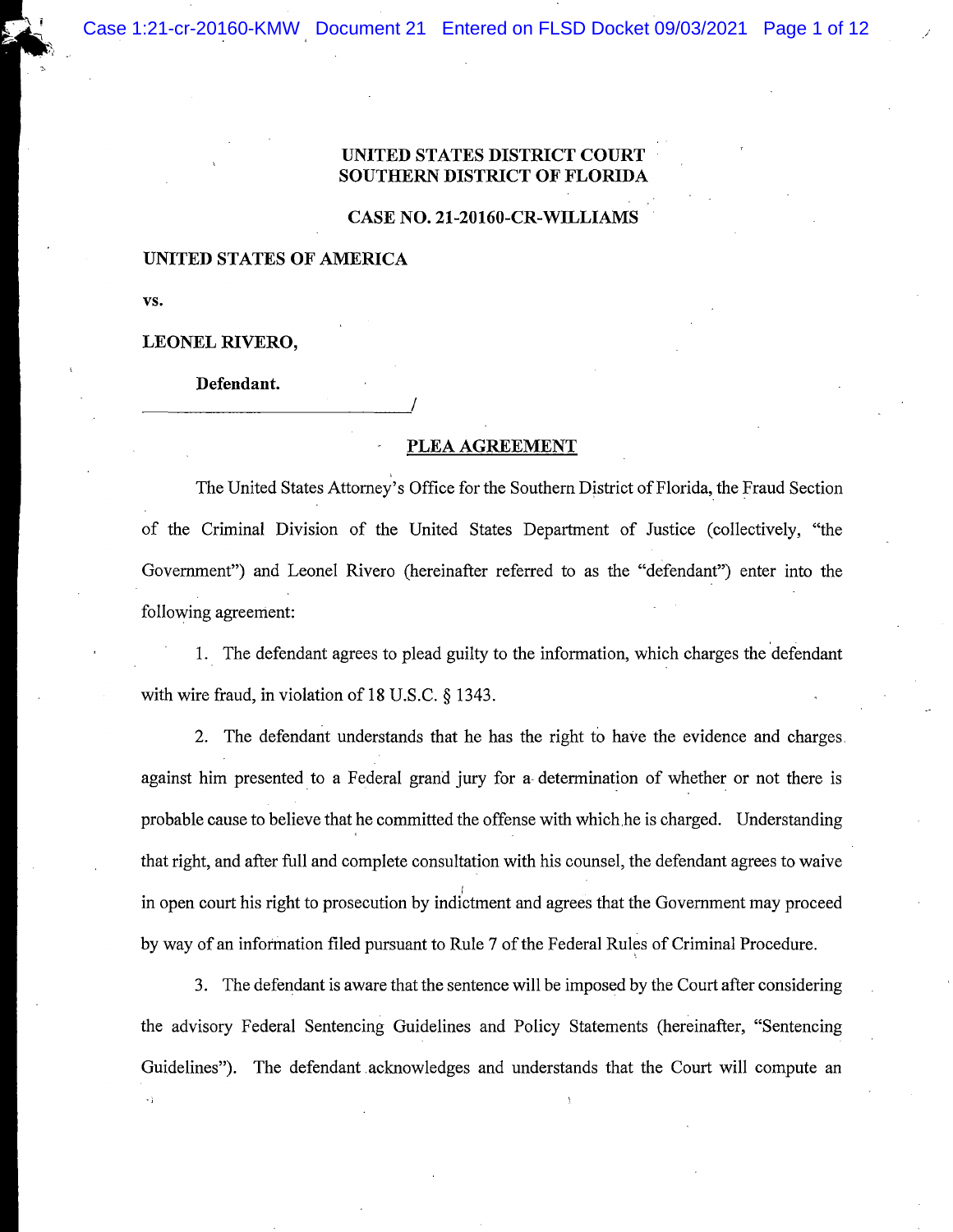**UNITED STATES DISTRICT COURT**
**SOUTHERN DISTRICT OF FLORIDA**

**CASE NO. 21-20160-CR-WILLIAMS**

**UNITED STATES OF AMERICA**

**vs.**

**LEONEL RIVERO,**

**Defendant.**

______________________________/

# PLEA AGREEMENT

The United States Attorney's Office for the Southern District of Florida, the Fraud Section of the Criminal Division of the United States Department of Justice (collectively, "the Government") and Leonel Rivero (hereinafter referred to as the "defendant") enter into the following agreement:

1. The defendant agrees to plead guilty to the information, which charges the defendant with wire fraud, in violation of 18 U.S.C. § 1343.

2. The defendant understands that he has the right to have the evidence and charges against him presented to a Federal grand jury for a determination of whether or not there is probable cause to believe that he committed the offense with which he is charged. Understanding that right, and after full and complete consultation with his counsel, the defendant agrees to waive in open court his right to prosecution by indictment and agrees that the Government may proceed by way of an information filed pursuant to Rule 7 of the Federal Rules of Criminal Procedure.

3. The defendant is aware that the sentence will be imposed by the Court after considering the advisory Federal Sentencing Guidelines and Policy Statements (hereinafter, "Sentencing Guidelines"). The defendant acknowledges and understands that the Court will compute an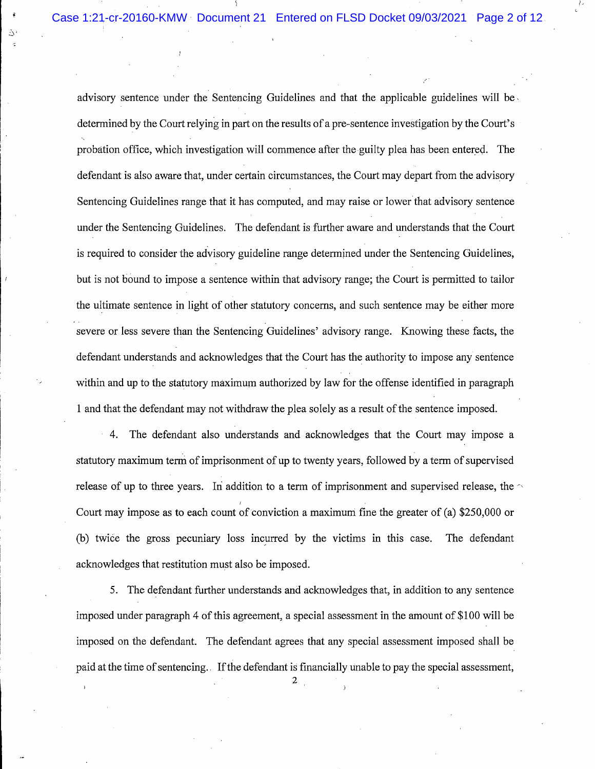advisory sentence under the Sentencing Guidelines and that the applicable guidelines will be determined by the Court relying in part on the results of a pre-sentence investigation by the Court's probation office, which investigation will commence after the guilty plea has been entered. The defendant is also aware that, under certain circumstances, the Court may depart from the advisory Sentencing Guidelines range that it has computed, and may raise or lower that advisory sentence under the Sentencing Guidelines. The defendant is further aware and understands that the Court is required to consider the advisory guideline range determined under the Sentencing Guidelines, but is not bound to impose a sentence within that advisory range; the Court is permitted to tailor the ultimate sentence in light of other statutory concerns, and such sentence may be either more severe or less severe than the Sentencing Guidelines' advisory range. Knowing these facts, the defendant understands and acknowledges that the Court has the authority to impose any sentence within and up to the statutory maximum authorized by law for the offense identified in paragraph 1 and that the defendant may not withdraw the plea solely as a result of the sentence imposed.

4. The defendant also understands and acknowledges that the Court may impose a statutory maximum term of imprisonment of up to twenty years, followed by a term of supervised release of up to three years. In addition to a term of imprisonment and supervised release, the Court may impose as to each count of conviction a maximum fine the greater of (a) $250,000 or (b) twice the gross pecuniary loss incurred by the victims in this case. The defendant acknowledges that restitution must also be imposed.

5. The defendant further understands and acknowledges that, in addition to any sentence imposed under paragraph 4 of this agreement, a special assessment in the amount of $100 will be imposed on the defendant. The defendant agrees that any special assessment imposed shall be paid at the time of sentencing. If the defendant is financially unable to pay the special assessment,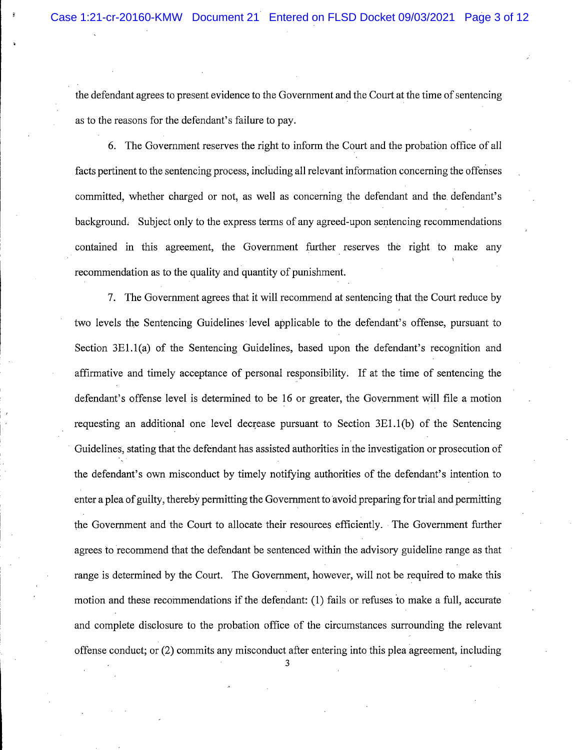the defendant agrees to present evidence to the Government and the Court at the time of sentencing as to the reasons for the defendant's failure to pay.

6. The Government reserves the right to inform the Court and the probation office of all facts pertinent to the sentencing process, including all relevant information concerning the offenses committed, whether charged or not, as well as concerning the defendant and the defendant's background. Subject only to the express terms of any agreed-upon sentencing recommendations contained in this agreement, the Government further reserves the right to make any recommendation as to the quality and quantity of punishment.

7. The Government agrees that it will recommend at sentencing that the Court reduce by two levels the Sentencing Guidelines level applicable to the defendant's offense, pursuant to Section 3E1.1(a) of the Sentencing Guidelines, based upon the defendant's recognition and affirmative and timely acceptance of personal responsibility. If at the time of sentencing the defendant's offense level is determined to be 16 or greater, the Government will file a motion requesting an additional one level decrease pursuant to Section 3E1.1(b) of the Sentencing Guidelines, stating that the defendant has assisted authorities in the investigation or prosecution of the defendant's own misconduct by timely notifying authorities of the defendant's intention to enter a plea of guilty, thereby permitting the Government to avoid preparing for trial and permitting the Government and the Court to allocate their resources efficiently. The Government further agrees to recommend that the defendant be sentenced within the advisory guideline range as that range is determined by the Court. The Government, however, will not be required to make this motion and these recommendations if the defendant: (1) fails or refuses to make a full, accurate and complete disclosure to the probation office of the circumstances surrounding the relevant offense conduct; or (2) commits any misconduct after entering into this plea agreement, including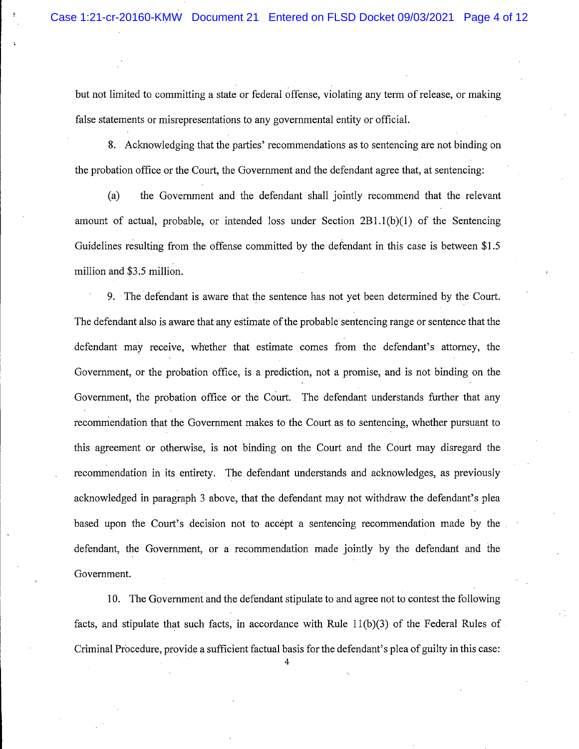but not limited to committing a state or federal offense, violating any term of release, or making false statements or misrepresentations to any governmental entity or official.

8. Acknowledging that the parties' recommendations as to sentencing are not binding on the probation office or the Court, the Government and the defendant agree that, at sentencing:

(a) the Government and the defendant shall jointly recommend that the relevant amount of actual, probable, or intended loss under Section 2B1.1(b)(1) of the Sentencing Guidelines resulting from the offense committed by the defendant in this case is between $1.5 million and $3.5 million.

9. The defendant is aware that the sentence has not yet been determined by the Court. The defendant also is aware that any estimate of the probable sentencing range or sentence that the defendant may receive, whether that estimate comes from the defendant's attorney, the Government, or the probation office, is a prediction, not a promise, and is not binding on the Government, the probation office or the Court. The defendant understands further that any recommendation that the Government makes to the Court as to sentencing, whether pursuant to this agreement or otherwise, is not binding on the Court and the Court may disregard the recommendation in its entirety. The defendant understands and acknowledges, as previously acknowledged in paragraph 3 above, that the defendant may not withdraw the defendant's plea based upon the Court's decision not to accept a sentencing recommendation made by the defendant, the Government, or a recommendation made jointly by the defendant and the Government.

10. The Government and the defendant stipulate to and agree not to contest the following facts, and stipulate that such facts, in accordance with Rule 11(b)(3) of the Federal Rules of Criminal Procedure, provide a sufficient factual basis for the defendant's plea of guilty in this case: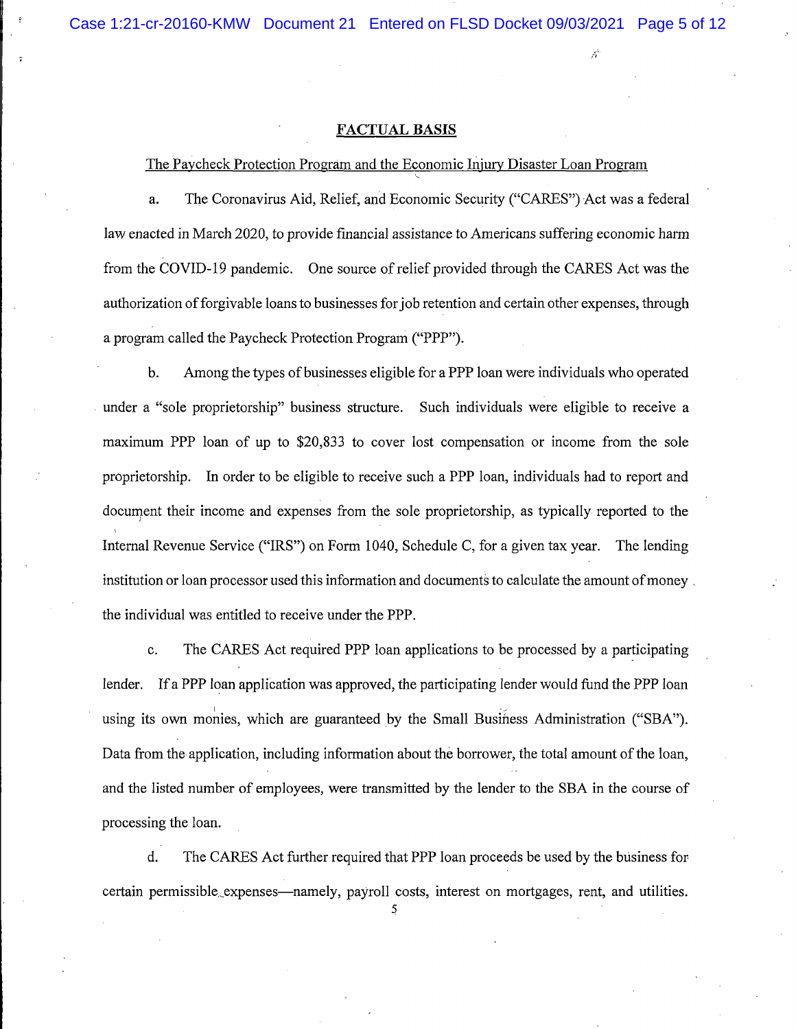## FACTUAL BASIS

The Paycheck Protection Program and the Economic Injury Disaster Loan Program

a. The Coronavirus Aid, Relief, and Economic Security ("CARES") Act was a federal law enacted in March 2020, to provide financial assistance to Americans suffering economic harm from the COVID-19 pandemic. One source of relief provided through the CARES Act was the authorization of forgivable loans to businesses for job retention and certain other expenses, through a program called the Paycheck Protection Program ("PPP").

b. Among the types of businesses eligible for a PPP loan were individuals who operated under a "sole proprietorship" business structure. Such individuals were eligible to receive a maximum PPP loan of up to $20,833 to cover lost compensation or income from the sole proprietorship. In order to be eligible to receive such a PPP loan, individuals had to report and document their income and expenses from the sole proprietorship, as typically reported to the Internal Revenue Service ("IRS") on Form 1040, Schedule C, for a given tax year. The lending institution or loan processor used this information and documents to calculate the amount of money the individual was entitled to receive under the PPP.

c. The CARES Act required PPP loan applications to be processed by a participating lender. If a PPP loan application was approved, the participating lender would fund the PPP loan using its own monies, which are guaranteed by the Small Business Administration ("SBA"). Data from the application, including information about the borrower, the total amount of the loan, and the listed number of employees, were transmitted by the lender to the SBA in the course of processing the loan.

d. The CARES Act further required that PPP loan proceeds be used by the business for certain permissible expenses—namely, payroll costs, interest on mortgages, rent, and utilities.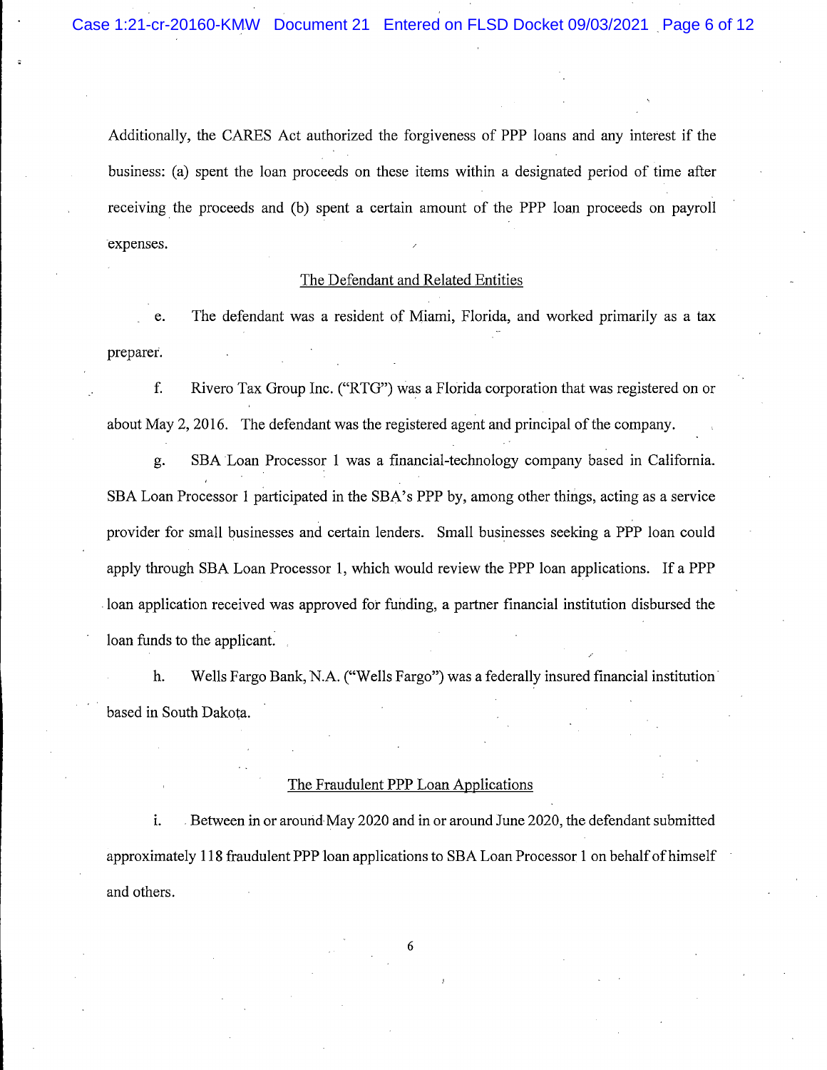Additionally, the CARES Act authorized the forgiveness of PPP loans and any interest if the business: (a) spent the loan proceeds on these items within a designated period of time after receiving the proceeds and (b) spent a certain amount of the PPP loan proceeds on payroll expenses.

<u>The Defendant and Related Entities</u>

e. The defendant was a resident of Miami, Florida, and worked primarily as a tax preparer.

f. Rivero Tax Group Inc. ("RTG") was a Florida corporation that was registered on or about May 2, 2016. The defendant was the registered agent and principal of the company.

g. SBA Loan Processor 1 was a financial-technology company based in California. SBA Loan Processor 1 participated in the SBA's PPP by, among other things, acting as a service provider for small businesses and certain lenders. Small businesses seeking a PPP loan could apply through SBA Loan Processor 1, which would review the PPP loan applications. If a PPP loan application received was approved for funding, a partner financial institution disbursed the loan funds to the applicant.

h. Wells Fargo Bank, N.A. ("Wells Fargo") was a federally insured financial institution based in South Dakota.

<u>The Fraudulent PPP Loan Applications</u>

i. Between in or around May 2020 and in or around June 2020, the defendant submitted approximately 118 fraudulent PPP loan applications to SBA Loan Processor 1 on behalf of himself and others.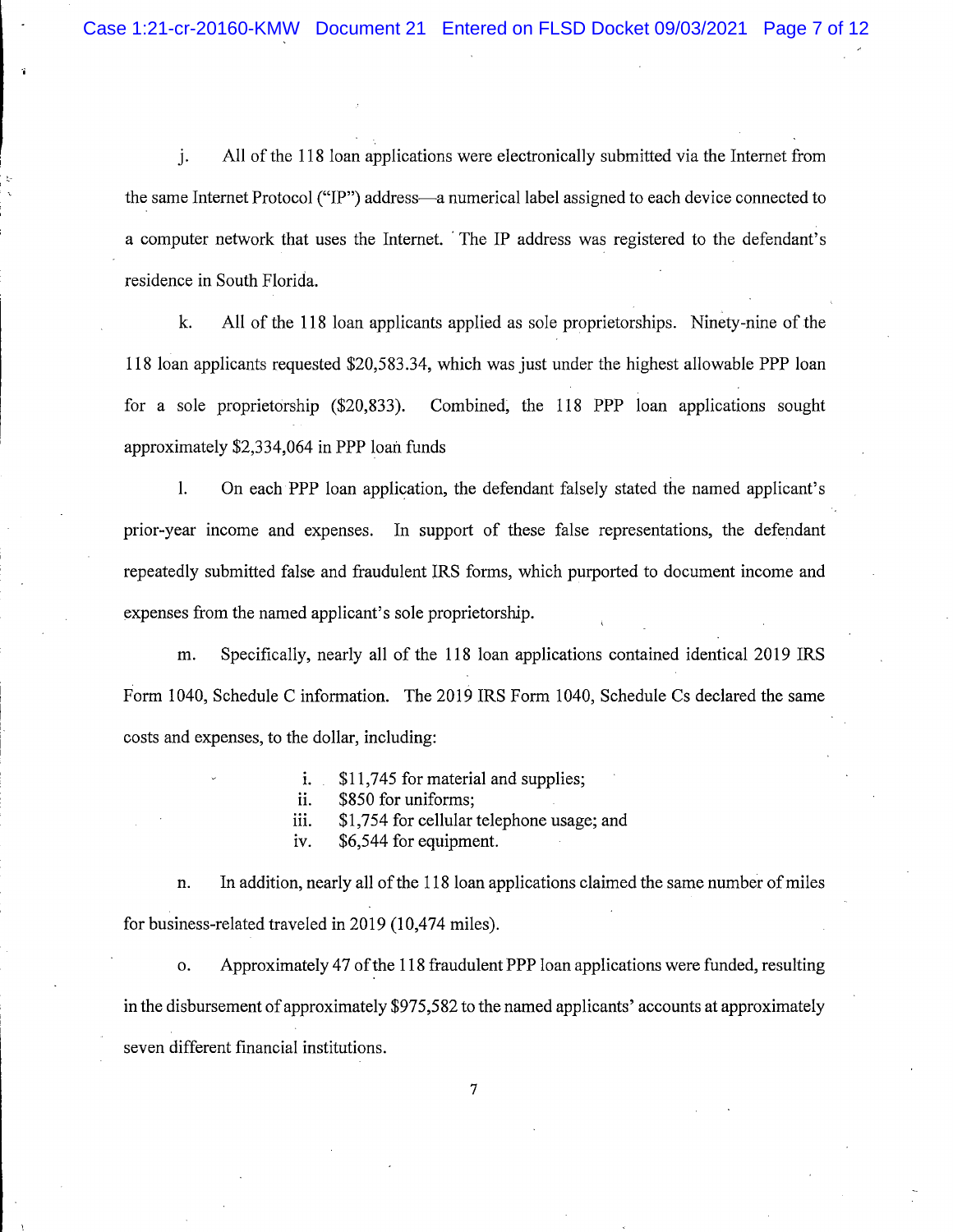j. All of the 118 loan applications were electronically submitted via the Internet from the same Internet Protocol ("IP") address—a numerical label assigned to each device connected to a computer network that uses the Internet. The IP address was registered to the defendant's residence in South Florida.

k. All of the 118 loan applicants applied as sole proprietorships. Ninety-nine of the 118 loan applicants requested $20,583.34, which was just under the highest allowable PPP loan for a sole proprietorship ($20,833). Combined, the 118 PPP loan applications sought approximately $2,334,064 in PPP loan funds

l. On each PPP loan application, the defendant falsely stated the named applicant's prior-year income and expenses. In support of these false representations, the defendant repeatedly submitted false and fraudulent IRS forms, which purported to document income and expenses from the named applicant's sole proprietorship.

m. Specifically, nearly all of the 118 loan applications contained identical 2019 IRS Form 1040, Schedule C information. The 2019 IRS Form 1040, Schedule Cs declared the same costs and expenses, to the dollar, including:

i. $11,745 for material and supplies;
ii. $850 for uniforms;
iii. $1,754 for cellular telephone usage; and
iv. $6,544 for equipment.

n. In addition, nearly all of the 118 loan applications claimed the same number of miles for business-related traveled in 2019 (10,474 miles).

o. Approximately 47 of the 118 fraudulent PPP loan applications were funded, resulting in the disbursement of approximately $975,582 to the named applicants' accounts at approximately seven different financial institutions.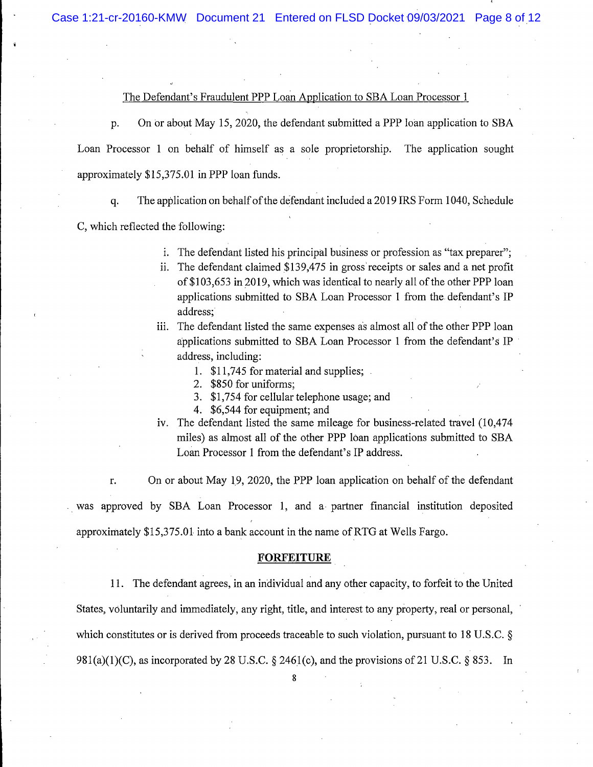The Defendant's Fraudulent PPP Loan Application to SBA Loan Processor 1

p. On or about May 15, 2020, the defendant submitted a PPP loan application to SBA Loan Processor 1 on behalf of himself as a sole proprietorship. The application sought approximately $15,375.01 in PPP loan funds.

q. The application on behalf of the defendant included a 2019 IRS Form 1040, Schedule C, which reflected the following:

i. The defendant listed his principal business or profession as "tax preparer";
ii. The defendant claimed $139,475 in gross receipts or sales and a net profit of $103,653 in 2019, which was identical to nearly all of the other PPP loan applications submitted to SBA Loan Processor 1 from the defendant's IP address;
iii. The defendant listed the same expenses as almost all of the other PPP loan applications submitted to SBA Loan Processor 1 from the defendant's IP address, including:
   1. $11,745 for material and supplies;
   2. $850 for uniforms;
   3. $1,754 for cellular telephone usage; and
   4. $6,544 for equipment; and
iv. The defendant listed the same mileage for business-related travel (10,474 miles) as almost all of the other PPP loan applications submitted to SBA Loan Processor 1 from the defendant's IP address.

r. On or about May 19, 2020, the PPP loan application on behalf of the defendant was approved by SBA Loan Processor 1, and a partner financial institution deposited approximately $15,375.01 into a bank account in the name of RTG at Wells Fargo.

**FORFEITURE**

11. The defendant agrees, in an individual and any other capacity, to forfeit to the United States, voluntarily and immediately, any right, title, and interest to any property, real or personal, which constitutes or is derived from proceeds traceable to such violation, pursuant to 18 U.S.C. § 981(a)(1)(C), as incorporated by 28 U.S.C. § 2461(c), and the provisions of 21 U.S.C. § 853. In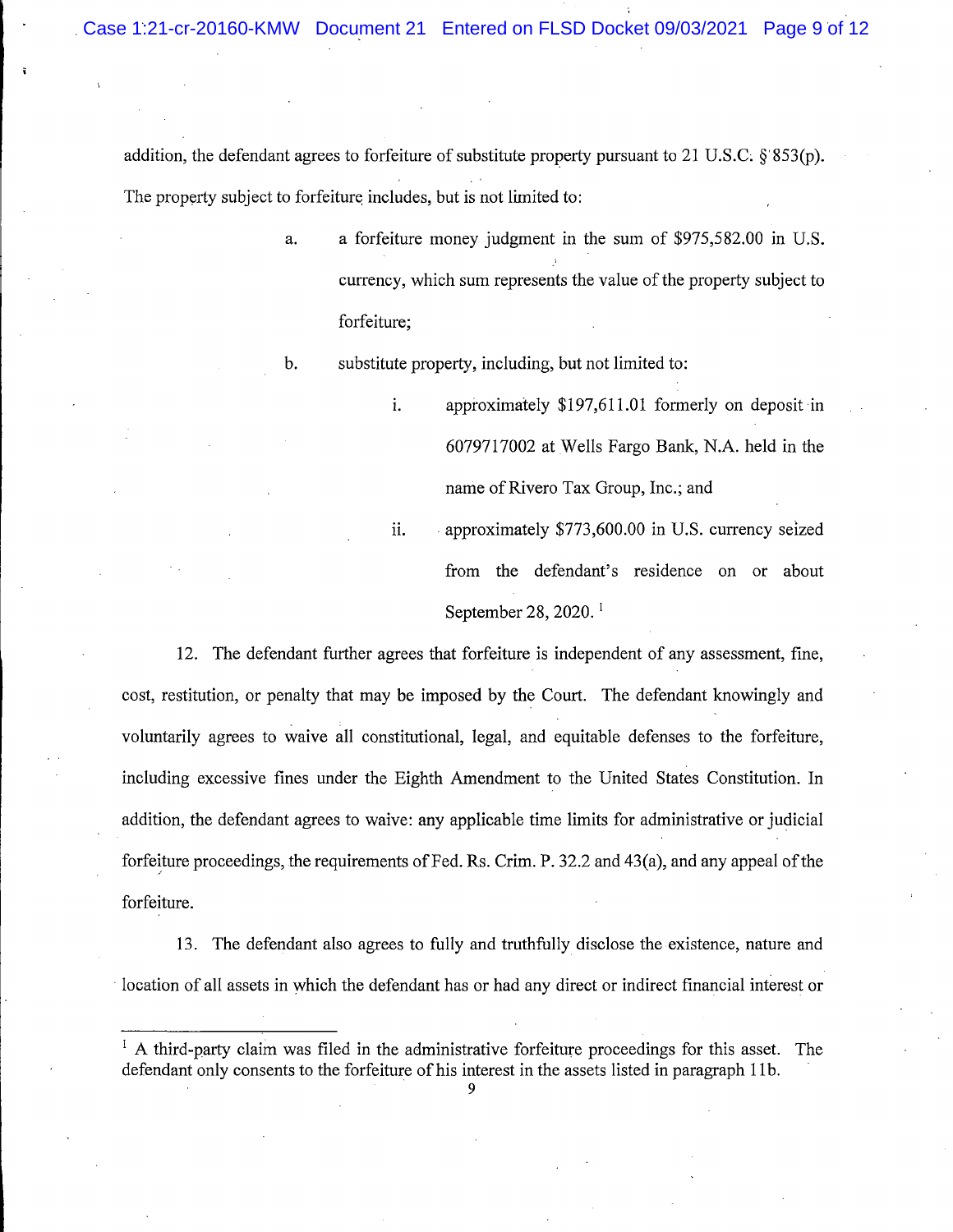addition, the defendant agrees to forfeiture of substitute property pursuant to 21 U.S.C. § 853(p). The property subject to forfeiture includes, but is not limited to:

a. a forfeiture money judgment in the sum of $975,582.00 in U.S. currency, which sum represents the value of the property subject to forfeiture;

b. substitute property, including, but not limited to:

   i. approximately $197,611.01 formerly on deposit in 6079717002 at Wells Fargo Bank, N.A. held in the name of Rivero Tax Group, Inc.; and

   ii. approximately $773,600.00 in U.S. currency seized from the defendant's residence on or about September 28, 2020. [1]

12. The defendant further agrees that forfeiture is independent of any assessment, fine, cost, restitution, or penalty that may be imposed by the Court. The defendant knowingly and voluntarily agrees to waive all constitutional, legal, and equitable defenses to the forfeiture, including excessive fines under the Eighth Amendment to the United States Constitution. In addition, the defendant agrees to waive: any applicable time limits for administrative or judicial forfeiture proceedings, the requirements of Fed. Rs. Crim. P. 32.2 and 43(a), and any appeal of the forfeiture.

13. The defendant also agrees to fully and truthfully disclose the existence, nature and location of all assets in which the defendant has or had any direct or indirect financial interest or

---

[1] A third-party claim was filed in the administrative forfeiture proceedings for this asset. The defendant only consents to the forfeiture of his interest in the assets listed in paragraph 11b.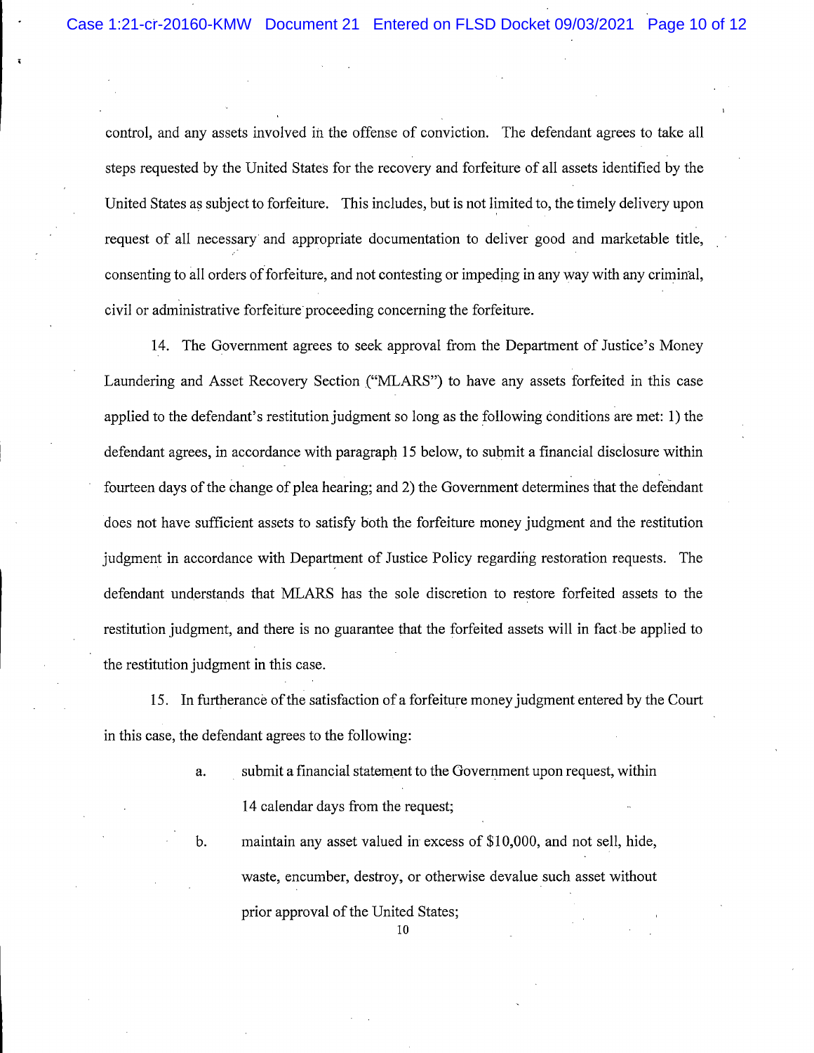control, and any assets involved in the offense of conviction. The defendant agrees to take all steps requested by the United States for the recovery and forfeiture of all assets identified by the United States as subject to forfeiture. This includes, but is not limited to, the timely delivery upon request of all necessary and appropriate documentation to deliver good and marketable title, consenting to all orders of forfeiture, and not contesting or impeding in any way with any criminal, civil or administrative forfeiture proceeding concerning the forfeiture.

14. The Government agrees to seek approval from the Department of Justice's Money Laundering and Asset Recovery Section ("MLARS") to have any assets forfeited in this case applied to the defendant's restitution judgment so long as the following conditions are met: 1) the defendant agrees, in accordance with paragraph 15 below, to submit a financial disclosure within fourteen days of the change of plea hearing; and 2) the Government determines that the defendant does not have sufficient assets to satisfy both the forfeiture money judgment and the restitution judgment in accordance with Department of Justice Policy regarding restoration requests. The defendant understands that MLARS has the sole discretion to restore forfeited assets to the restitution judgment, and there is no guarantee that the forfeited assets will in fact be applied to the restitution judgment in this case.

15. In furtherance of the satisfaction of a forfeiture money judgment entered by the Court in this case, the defendant agrees to the following:

a. submit a financial statement to the Government upon request, within 14 calendar days from the request;

b. maintain any asset valued in excess of $10,000, and not sell, hide, waste, encumber, destroy, or otherwise devalue such asset without prior approval of the United States;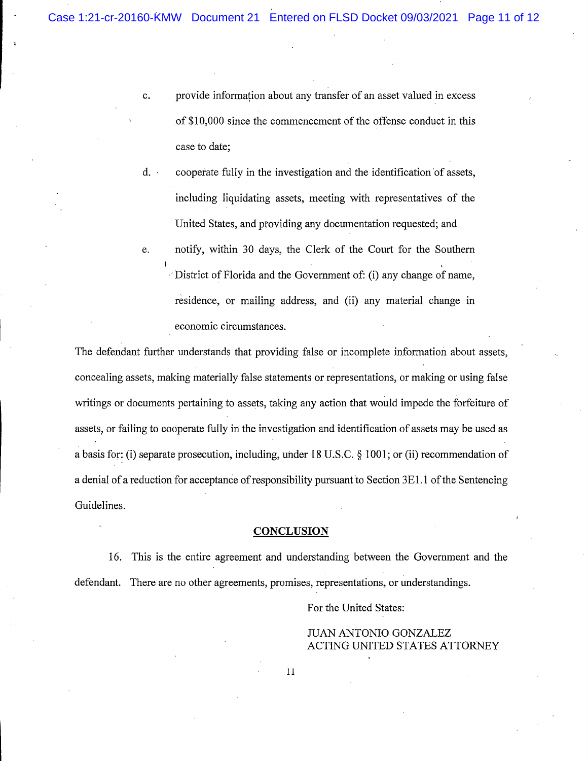c. provide information about any transfer of an asset valued in excess of $10,000 since the commencement of the offense conduct in this case to date;

d. cooperate fully in the investigation and the identification of assets, including liquidating assets, meeting with representatives of the United States, and providing any documentation requested; and

e. notify, within 30 days, the Clerk of the Court for the Southern District of Florida and the Government of: (i) any change of name, residence, or mailing address, and (ii) any material change in economic circumstances.

The defendant further understands that providing false or incomplete information about assets, concealing assets, making materially false statements or representations, or making or using false writings or documents pertaining to assets, taking any action that would impede the forfeiture of assets, or failing to cooperate fully in the investigation and identification of assets may be used as a basis for: (i) separate prosecution, including, under 18 U.S.C. § 1001; or (ii) recommendation of a denial of a reduction for acceptance of responsibility pursuant to Section 3E1.1 of the Sentencing Guidelines.

## CONCLUSION

16. This is the entire agreement and understanding between the Government and the defendant. There are no other agreements, promises, representations, or understandings.

For the United States:

JUAN ANTONIO GONZALEZ
ACTING UNITED STATES ATTORNEY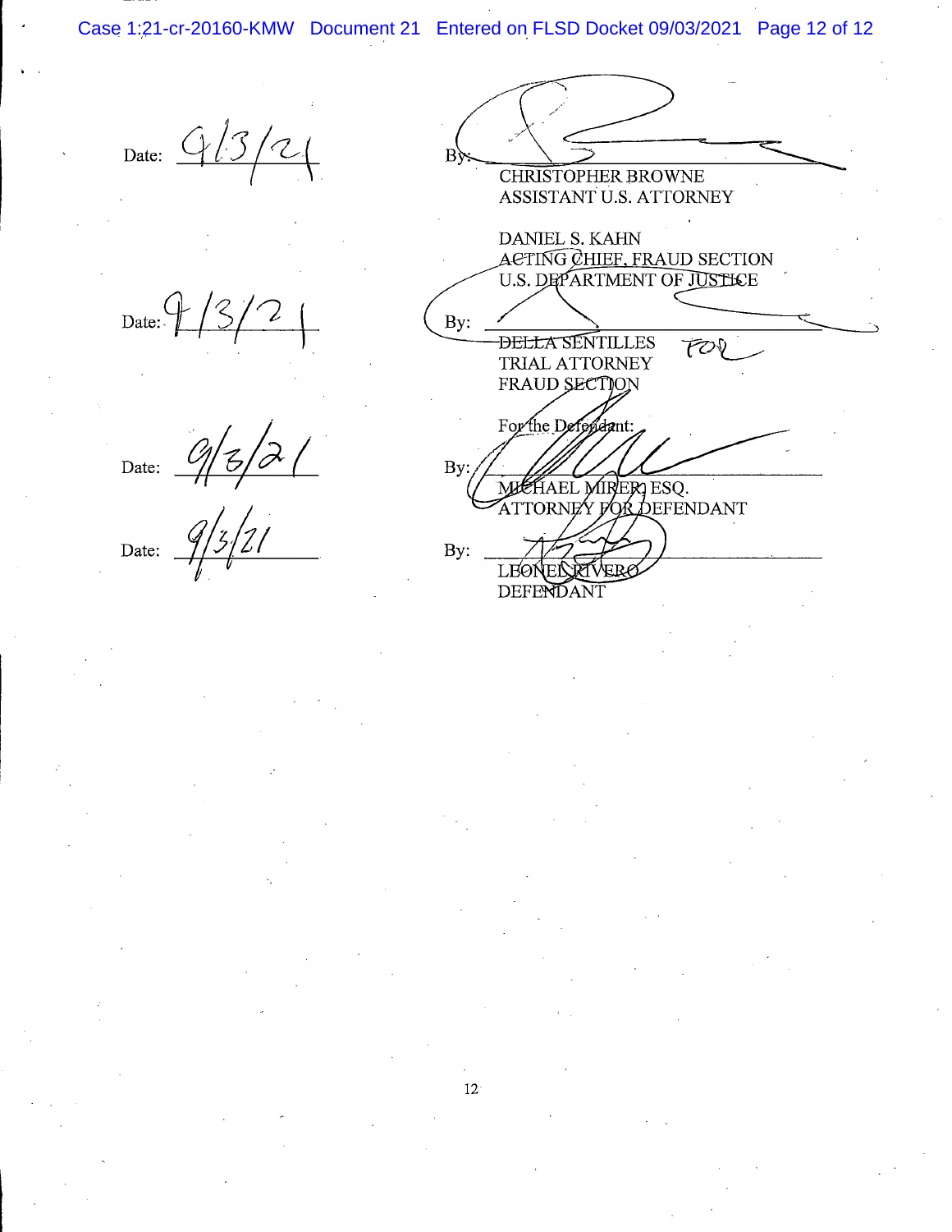Date: 9/3/21

By: ______________________
CHRISTOPHER BROWNE
ASSISTANT U.S. ATTORNEY

DANIEL S. KAHN
ACTING CHIEF, FRAUD SECTION
U.S. DEPARTMENT OF JUSTICE

Date: 9/3/21

By: ______________________
DELLA SENTILLES FOR
TRIAL ATTORNEY
FRAUD SECTION

For the Defendant:

Date: 9/3/21

By: ______________________
MICHAEL MIRER, ESQ.
ATTORNEY FOR DEFENDANT

Date: 9/3/21

By: ______________________
LEONEL RIVERO
DEFENDANT